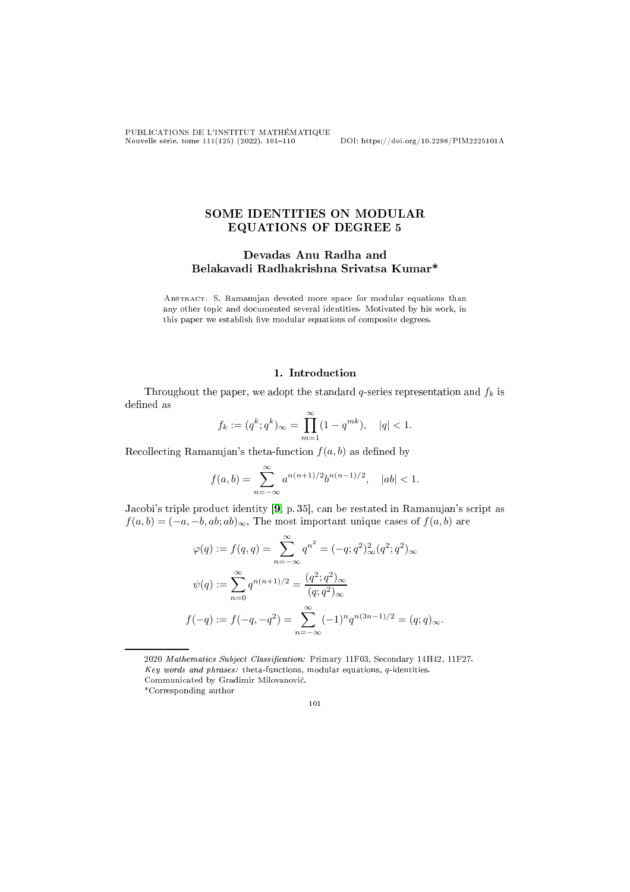# SOME IDENTITIES ON MODULAR EQUATIONS OF DEGREE 5

## Devadas Anu Radha and Belakavadi Radhakrishna Srivatsa Kumar*

Abstract. S. Ramanujan devoted more space for modular equations than any other topic and documented several identities. Motivated by his work, in this paper we establish five modular equations of composite degrees.

## 1. Introduction

Throughout the paper, we adopt the standard $q$-series representation and $f_k$ is defined as

$$f_k := (q^k; q^k)_\infty = \prod_{m=1}^{\infty} (1 - q^{mk}), \quad |q| < 1.$$

Recollecting Ramanujan's theta-function $f(a, b)$ as defined by

$$f(a, b) = \sum_{n=-\infty}^{\infty} a^{n(n+1)/2} b^{n(n-1)/2}, \quad |ab| < 1.$$

Jacobi's triple product identity [9, p. 35], can be restated in Ramanujan's script as $f(a, b) = (-a, -b, ab; ab)_\infty$, The most important unique cases of $f(a, b)$ are

$$\varphi(q) := f(q, q) = \sum_{n=-\infty}^{\infty} q^{n^2} = (-q; q^2)^2_\infty (q^2; q^2)_\infty$$

$$\psi(q) := \sum_{n=0}^{\infty} q^{n(n+1)/2} = \frac{(q^2; q^2)_\infty}{(q; q^2)_\infty}$$

$$f(-q) := f(-q, -q^2) = \sum_{n=-\infty}^{\infty} (-1)^n q^{n(3n-1)/2} = (q; q)_\infty.$$

---

2020 *Mathematics Subject Classification:* Primary 11F03, Secondary 14H42, 11F27.

*Key words and phrases:* theta-functions, modular equations, $q$-identities.

Communicated by Gradimir Milovanović.

*Corresponding author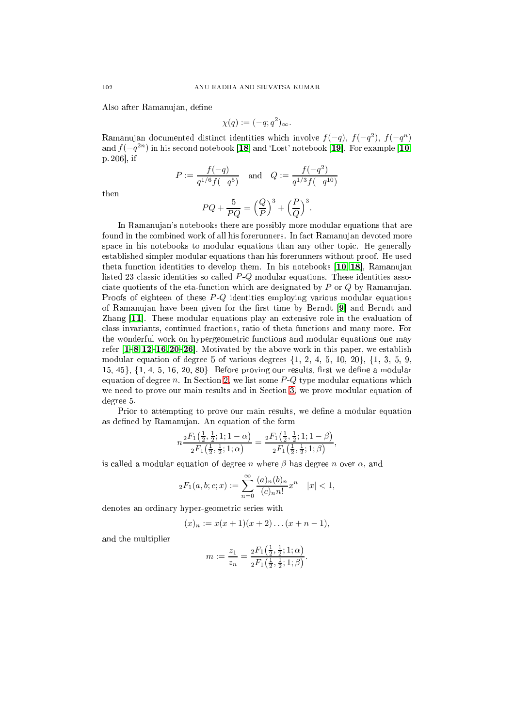Also after Ramanujan, define

$$\chi(q) := (-q; q^2)_\infty.$$

Ramanujan documented distinct identities which involve $f(-q)$, $f(-q^2)$, $f(-q^n)$ and $f(-q^{2n})$ in his second notebook [18] and 'Lost' notebook [19]. For example [10, p. 206], if

$$P := \frac{f(-q)}{q^{1/6} f(-q^5)} \quad \text{and} \quad Q := \frac{f(-q^2)}{q^{1/3} f(-q^{10})}$$

then

$$PQ + \frac{5}{PQ} = \Big(\frac{Q}{P}\Big)^3 + \Big(\frac{P}{Q}\Big)^3.$$

In Ramanujan's notebooks there are possibly more modular equations that are found in the combined work of all his forerunners. In fact Ramanujan devoted more space in his notebooks to modular equations than any other topic. He generally established simpler modular equations than his forerunners without proof. He used theta function identities to develop them. In his notebooks [10, 18], Ramanujan listed 23 classic identities so called $P$-$Q$ modular equations. These identities associate quotients of the eta-function which are designated by $P$ or $Q$ by Ramanujan. Proofs of eighteen of these $P$-$Q$ identities employing various modular equations of Ramanujan have been given for the first time by Berndt [9] and Berndt and Zhang [11]. These modular equations play an extensive role in the evaluation of class invariants, continued fractions, ratio of theta functions and many more. For the wonderful work on hypergeometric functions and modular equations one may refer [1–8, 12–16, 20–26]. Motivated by the above work in this paper, we establish modular equation of degree 5 of various degrees {1, 2, 4, 5, 10, 20}, {1, 3, 5, 9, 15, 45}, {1, 4, 5, 16, 20, 80}. Before proving our results, first we define a modular equation of degree $n$. In Section 2, we list some $P$-$Q$ type modular equations which we need to prove our main results and in Section 3, we prove modular equation of degree 5.

Prior to attempting to prove our main results, we define a modular equation as defined by Ramanujan. An equation of the form

$$n \frac{{}_2F_1\big(\frac{1}{2}, \frac{1}{2}; 1; 1-\alpha\big)}{{}_2F_1\big(\frac{1}{2}, \frac{1}{2}; 1; \alpha\big)} = \frac{{}_2F_1\big(\frac{1}{2}, \frac{1}{2}; 1; 1-\beta\big)}{{}_2F_1\big(\frac{1}{2}, \frac{1}{2}; 1; \beta\big)},$$

is called a modular equation of degree $n$ where $\beta$ has degree $n$ over $\alpha$, and

$${}_2F_1(a, b; c; x) := \sum_{n=0}^{\infty} \frac{(a)_n (b)_n}{(c)_n n!} x^n \quad |x| < 1,$$

denotes an ordinary hyper-geometric series with

$$(x)_n := x(x+1)(x+2)\dots(x+n-1),$$

and the multiplier

$$m := \frac{z_1}{z_n} = \frac{{}_2F_1\big(\frac{1}{2}, \frac{1}{2}; 1; \alpha\big)}{{}_2F_1\big(\frac{1}{2}, \frac{1}{2}; 1; \beta\big)}.$$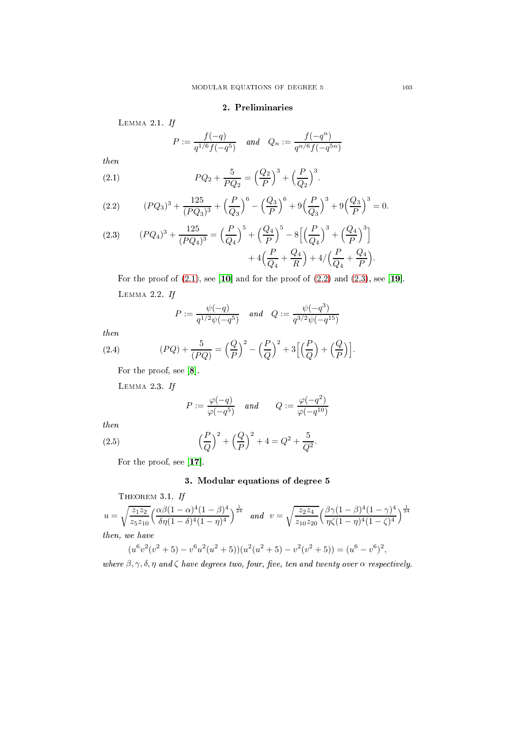## 2. Preliminaries

Lemma 2.1. *If*

$$P := \frac{f(-q)}{q^{1/6} f(-q^5)} \quad and \quad Q_n := \frac{f(-q^n)}{q^{n/6} f(-q^{5n})}$$

*then*

$$PQ_2 + \frac{5}{PQ_2} = \Big(\frac{Q_2}{P}\Big)^3 + \Big(\frac{P}{Q_2}\Big)^3. \tag{2.1}$$

$$(PQ_3)^3 + \frac{125}{(PQ_3)^3} + \Big(\frac{P}{Q_3}\Big)^6 - \Big(\frac{Q_3}{P}\Big)^6 + 9\Big(\frac{P}{Q_3}\Big)^3 + 9\Big(\frac{Q_3}{P}\Big)^3 = 0. \tag{2.2}$$

$$\begin{aligned}(PQ_4)^3 + \frac{125}{(PQ_4)^3} = \Big(\frac{P}{Q_4}\Big)^5 + \Big(\frac{Q_4}{P}\Big)^5 - 8\Big[\Big(\frac{P}{Q_4}\Big)^3 + \Big(\frac{Q_4}{P}\Big)^3\Big] \\ + 4\Big(\frac{P}{Q_4} + \frac{Q_4}{R}\Big) + 4/\Big(\frac{P}{Q_4} + \frac{Q_4}{P}\Big).\end{aligned} \tag{2.3}$$

For the proof of (2.1), see **[10]** and for the proof of (2.2) and (2.3), see **[19]**.

Lemma 2.2. *If*

$$P := \frac{\psi(-q)}{q^{1/2}\psi(-q^5)} \quad and \quad Q := \frac{\psi(-q^3)}{q^{3/2}\psi(-q^{15})}$$

*then*

$$(PQ) + \frac{5}{(PQ)} = \Big(\frac{Q}{P}\Big)^2 - \Big(\frac{P}{Q}\Big)^2 + 3\Big[\Big(\frac{P}{Q}\Big) + \Big(\frac{Q}{P}\Big)\Big]. \tag{2.4}$$

For the proof, see **[8]**.

Lemma 2.3. *If*

$$P := \frac{\varphi(-q)}{\varphi(-q^5)} \quad and \quad Q := \frac{\varphi(-q^2)}{\varphi(-q^{10})}$$

*then*

$$\Big(\frac{P}{Q}\Big)^2 + \Big(\frac{Q}{P}\Big)^2 + 4 = Q^2 + \frac{5}{Q^2}. \tag{2.5}$$

For the proof, see **[17]**.

## 3. Modular equations of degree 5

Theorem 3.1. *If*

$$u = \sqrt{\frac{z_1 z_2}{z_5 z_{10}}}\Big(\frac{\alpha\beta(1-\alpha)^4(1-\beta)^4}{\delta\eta(1-\delta)^4(1-\eta)^4}\Big)^{\frac{1}{24}} \quad and \quad v = \sqrt{\frac{z_2 z_4}{z_{10} z_{20}}}\Big(\frac{\beta\gamma(1-\beta)^4(1-\gamma)^4}{\eta\zeta(1-\eta)^4(1-\zeta)^4}\Big)^{\frac{1}{24}}$$

*then, we have*

$$(u^6v^2(v^2+5) - v^6u^2(u^2+5))(u^2(u^2+5) - v^2(v^2+5)) = (u^6 - v^6)^2,$$

*where $\beta, \gamma, \delta, \eta$ and $\zeta$ have degrees two, four, five, ten and twenty over $\alpha$ respectively.*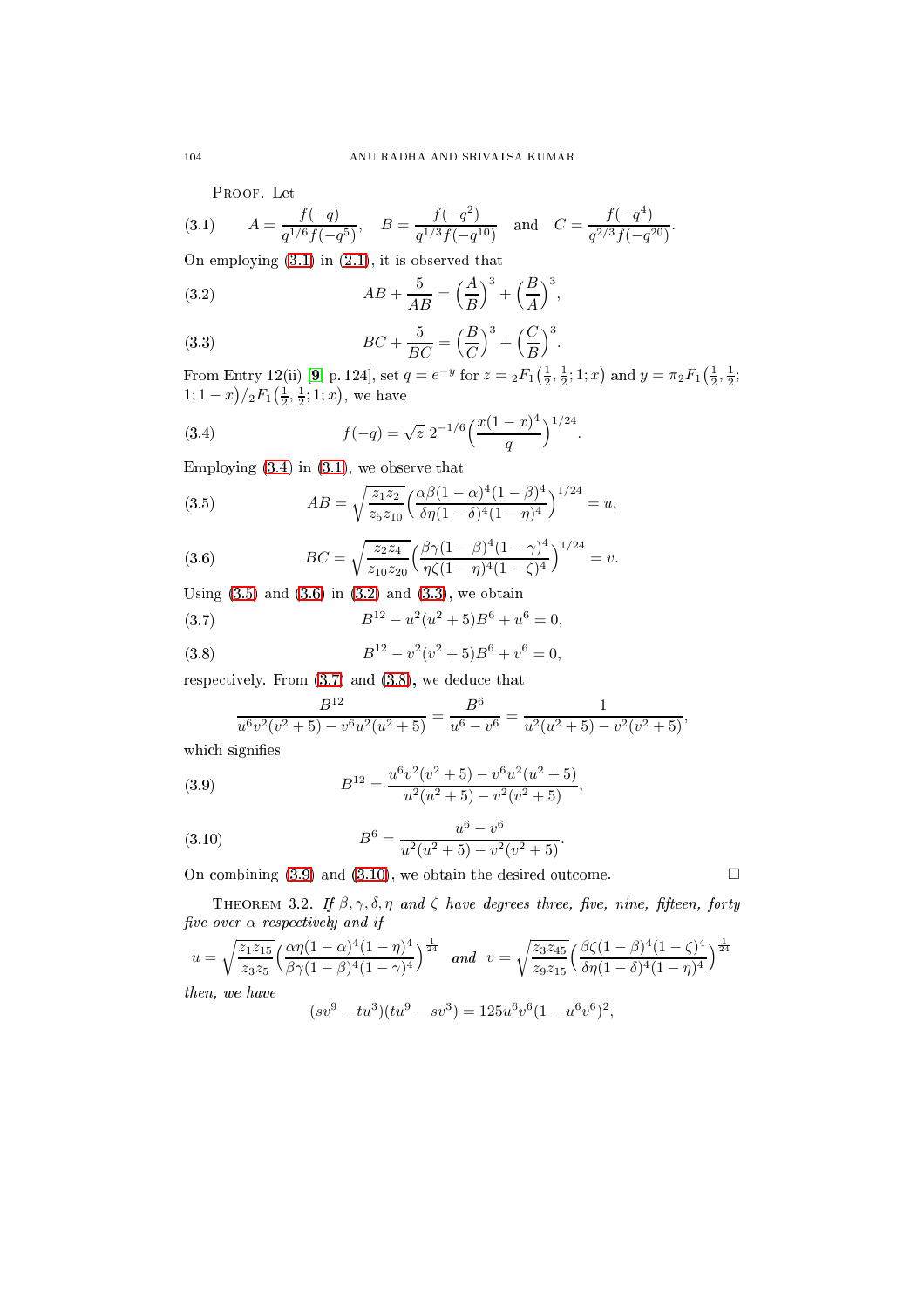Proof. Let

$$A=\frac{f(-q)}{q^{1/6}f(-q^5)},\quad B=\frac{f(-q^2)}{q^{1/3}f(-q^{10})}\quad\text{and}\quad C=\frac{f(-q^4)}{q^{2/3}f(-q^{20})}. \tag{3.1}$$

On employing (3.1) in (2.1), it is observed that

$$AB+\frac{5}{AB}=\Big(\frac{A}{B}\Big)^3+\Big(\frac{B}{A}\Big)^3, \tag{3.2}$$

$$BC+\frac{5}{BC}=\Big(\frac{B}{C}\Big)^3+\Big(\frac{C}{B}\Big)^3. \tag{3.3}$$

From Entry 12(ii) [9, p. 124], set $q=e^{-y}$ for $z={}_2F_1\big(\frac12,\frac12;1;x\big)$ and $y=\pi\,{}_2F_1\big(\frac12,\frac12;1;1-x\big)/{}_2F_1\big(\frac12,\frac12;1;x\big)$, we have

$$f(-q)=\sqrt{z}\;2^{-1/6}\Big(\frac{x(1-x)^4}{q}\Big)^{1/24}. \tag{3.4}$$

Employing (3.4) in (3.1), we observe that

$$AB=\sqrt{\frac{z_1z_2}{z_5z_{10}}}\Big(\frac{\alpha\beta(1-\alpha)^4(1-\beta)^4}{\delta\eta(1-\delta)^4(1-\eta)^4}\Big)^{1/24}=u, \tag{3.5}$$

$$BC=\sqrt{\frac{z_2z_4}{z_{10}z_{20}}}\Big(\frac{\beta\gamma(1-\beta)^4(1-\gamma)^4}{\eta\zeta(1-\eta)^4(1-\zeta)^4}\Big)^{1/24}=v. \tag{3.6}$$

Using (3.5) and (3.6) in (3.2) and (3.3), we obtain

$$B^{12}-u^2(u^2+5)B^6+u^6=0, \tag{3.7}$$

$$B^{12}-v^2(v^2+5)B^6+v^6=0, \tag{3.8}$$

respectively. From (3.7) and (3.8), we deduce that

$$\frac{B^{12}}{u^6v^2(v^2+5)-v^6u^2(u^2+5)}=\frac{B^6}{u^6-v^6}=\frac{1}{u^2(u^2+5)-v^2(v^2+5)},$$

which signifies

$$B^{12}=\frac{u^6v^2(v^2+5)-v^6u^2(u^2+5)}{u^2(u^2+5)-v^2(v^2+5)}, \tag{3.9}$$

$$B^6=\frac{u^6-v^6}{u^2(u^2+5)-v^2(v^2+5)}. \tag{3.10}$$

On combining (3.9) and (3.10), we obtain the desired outcome. □

Theorem 3.2. *If $\beta,\gamma,\delta,\eta$ and $\zeta$ have degrees three, five, nine, fifteen, forty five over $\alpha$ respectively and if*

$$u=\sqrt{\frac{z_1z_{15}}{z_3z_5}}\Big(\frac{\alpha\eta(1-\alpha)^4(1-\eta)^4}{\beta\gamma(1-\beta)^4(1-\gamma)^4}\Big)^{\frac{1}{24}}\quad\text{and}\quad v=\sqrt{\frac{z_3z_{45}}{z_9z_{15}}}\Big(\frac{\beta\zeta(1-\beta)^4(1-\zeta)^4}{\delta\eta(1-\delta)^4(1-\eta)^4}\Big)^{\frac{1}{24}}$$

*then, we have*

$$(sv^9-tu^3)(tu^9-sv^3)=125u^6v^6(1-u^6v^6)^2,$$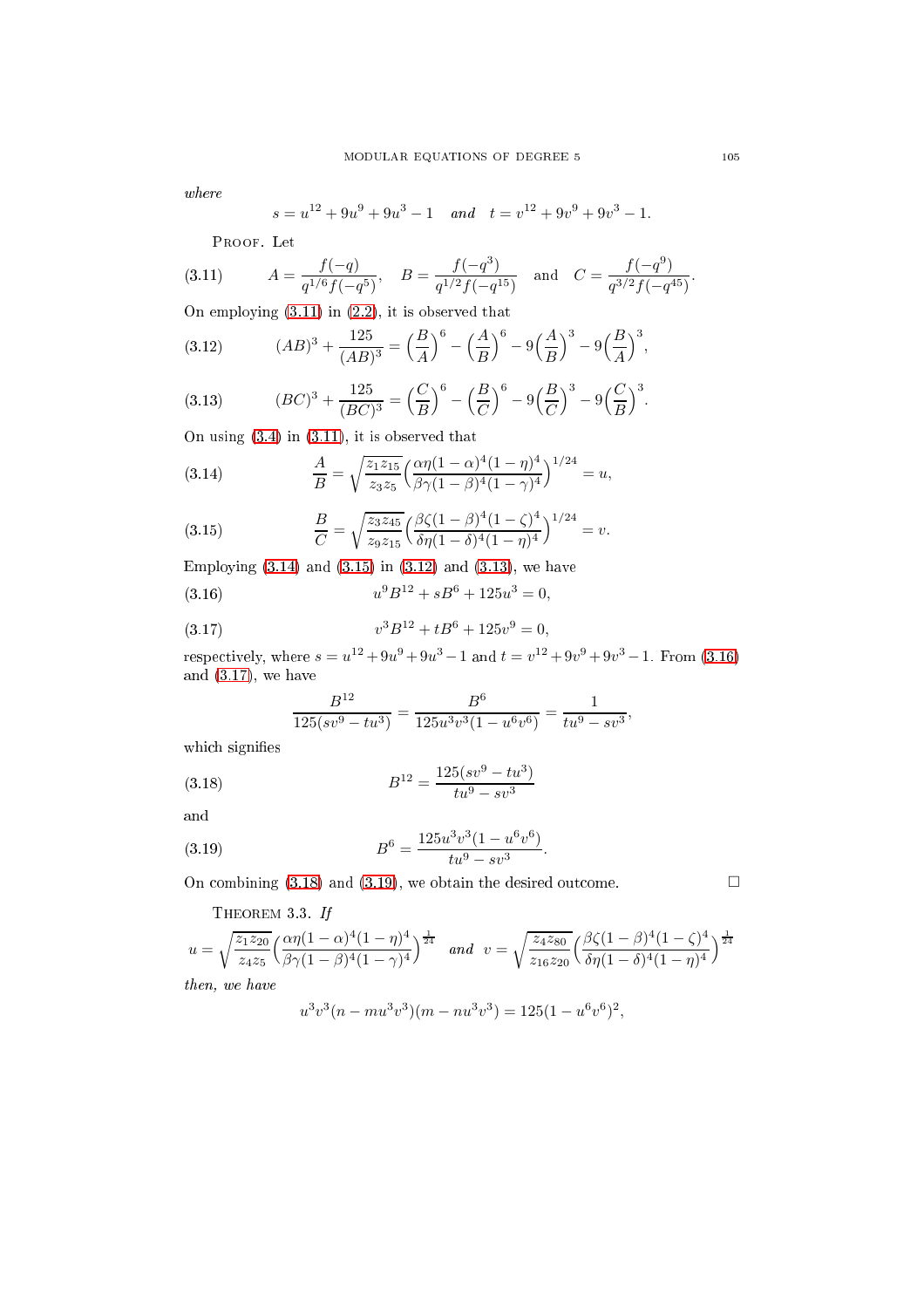*where*

$$s = u^{12} + 9u^9 + 9u^3 - 1 \quad \textit{and} \quad t = v^{12} + 9v^9 + 9v^3 - 1.$$

Proof. Let

$$A = \frac{f(-q)}{q^{1/6}f(-q^5)}, \quad B = \frac{f(-q^3)}{q^{1/2}f(-q^{15})} \quad \text{and} \quad C = \frac{f(-q^9)}{q^{3/2}f(-q^{45})}. \tag{3.11}$$

On employing (3.11) in (2.2), it is observed that

$$(AB)^3 + \frac{125}{(AB)^3} = \Big(\frac{B}{A}\Big)^6 - \Big(\frac{A}{B}\Big)^6 - 9\Big(\frac{A}{B}\Big)^3 - 9\Big(\frac{B}{A}\Big)^3, \tag{3.12}$$

$$(BC)^3 + \frac{125}{(BC)^3} = \Big(\frac{C}{B}\Big)^6 - \Big(\frac{B}{C}\Big)^6 - 9\Big(\frac{B}{C}\Big)^3 - 9\Big(\frac{C}{B}\Big)^3. \tag{3.13}$$

On using (3.4) in (3.11), it is observed that

$$\frac{A}{B} = \sqrt{\frac{z_1 z_{15}}{z_3 z_5}}\Big(\frac{\alpha\eta(1-\alpha)^4(1-\eta)^4}{\beta\gamma(1-\beta)^4(1-\gamma)^4}\Big)^{1/24} = u, \tag{3.14}$$

$$\frac{B}{C} = \sqrt{\frac{z_3 z_{45}}{z_9 z_{15}}}\Big(\frac{\beta\zeta(1-\beta)^4(1-\zeta)^4}{\delta\eta(1-\delta)^4(1-\eta)^4}\Big)^{1/24} = v. \tag{3.15}$$

Employing (3.14) and (3.15) in (3.12) and (3.13), we have

$$u^9 B^{12} + sB^6 + 125u^3 = 0, \tag{3.16}$$

$$v^3 B^{12} + tB^6 + 125v^9 = 0, \tag{3.17}$$

respectively, where $s = u^{12} + 9u^9 + 9u^3 - 1$ and $t = v^{12} + 9v^9 + 9v^3 - 1$. From (3.16) and (3.17), we have

$$\frac{B^{12}}{125(sv^9 - tu^3)} = \frac{B^6}{125u^3v^3(1-u^6v^6)} = \frac{1}{tu^9 - sv^3},$$

which signifies

$$B^{12} = \frac{125(sv^9 - tu^3)}{tu^9 - sv^3} \tag{3.18}$$

and

$$B^6 = \frac{125u^3v^3(1-u^6v^6)}{tu^9 - sv^3}. \tag{3.19}$$

On combining (3.18) and (3.19), we obtain the desired outcome. □

Theorem 3.3. *If*

$$u = \sqrt{\frac{z_1 z_{20}}{z_4 z_5}}\Big(\frac{\alpha\eta(1-\alpha)^4(1-\eta)^4}{\beta\gamma(1-\beta)^4(1-\gamma)^4}\Big)^{\frac{1}{24}} \quad \textit{and} \quad v = \sqrt{\frac{z_4 z_{80}}{z_{16} z_{20}}}\Big(\frac{\beta\zeta(1-\beta)^4(1-\zeta)^4}{\delta\eta(1-\delta)^4(1-\eta)^4}\Big)^{\frac{1}{24}}$$

*then, we have*

$$u^3v^3(n - mu^3v^3)(m - nu^3v^3) = 125(1-u^6v^6)^2,$$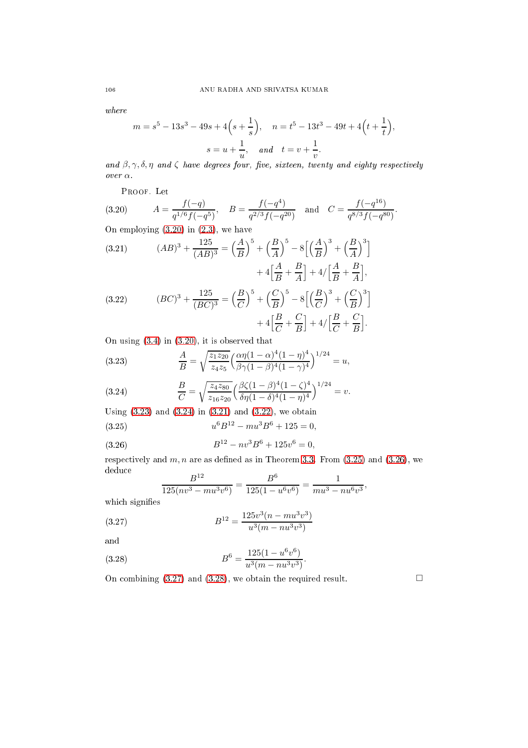*where*

$$m = s^5 - 13s^3 - 49s + 4\Big(s + \frac{1}{s}\Big), \quad n = t^5 - 13t^3 - 49t + 4\Big(t + \frac{1}{t}\Big),$$

$$s = u + \frac{1}{u}, \quad \textit{and} \quad t = v + \frac{1}{v}.$$

*and* $\beta, \gamma, \delta, \eta$ *and* $\zeta$ *have degrees four, five, sixteen, twenty and eighty respectively over* $\alpha$.

Proof. Let

$$A = \frac{f(-q)}{q^{1/6} f(-q^5)}, \quad B = \frac{f(-q^4)}{q^{2/3} f(-q^{20})} \quad \text{and} \quad C = \frac{f(-q^{16})}{q^{8/3} f(-q^{80})}. \tag{3.20}$$

On employing (3.20) in (2.3), we have

$$(AB)^3 + \frac{125}{(AB)^3} = \Big(\frac{A}{B}\Big)^5 + \Big(\frac{B}{A}\Big)^5 - 8\Big[\Big(\frac{A}{B}\Big)^3 + \Big(\frac{B}{A}\Big)^3\Big] + 4\Big[\frac{A}{B} + \frac{B}{A}\Big] + 4/\Big[\frac{A}{B} + \frac{B}{A}\Big], \tag{3.21}$$

$$(BC)^3 + \frac{125}{(BC)^3} = \Big(\frac{B}{C}\Big)^5 + \Big(\frac{C}{B}\Big)^5 - 8\Big[\Big(\frac{B}{C}\Big)^3 + \Big(\frac{C}{B}\Big)^3\Big] + 4\Big[\frac{B}{C} + \frac{C}{B}\Big] + 4/\Big[\frac{B}{C} + \frac{C}{B}\Big]. \tag{3.22}$$

On using (3.4) in (3.20), it is observed that

$$\frac{A}{B} = \sqrt{\frac{z_1 z_{20}}{z_4 z_5}} \Big(\frac{\alpha\eta(1-\alpha)^4(1-\eta)^4}{\beta\gamma(1-\beta)^4(1-\gamma)^4}\Big)^{1/24} = u, \tag{3.23}$$

$$\frac{B}{C} = \sqrt{\frac{z_4 z_{80}}{z_{16} z_{20}}} \Big(\frac{\beta\zeta(1-\beta)^4(1-\zeta)^4}{\delta\eta(1-\delta)^4(1-\eta)^4}\Big)^{1/24} = v. \tag{3.24}$$

Using (3.23) and (3.24) in (3.21) and (3.22), we obtain

$$u^6 B^{12} - m u^3 B^6 + 125 = 0, \tag{3.25}$$

$$B^{12} - n v^3 B^6 + 125 v^6 = 0, \tag{3.26}$$

respectively and $m, n$ are as defined as in Theorem 3.3. From (3.25) and (3.26), we deduce

$$\frac{B^{12}}{125(nv^3 - mu^3v^6)} = \frac{B^6}{125(1 - u^6v^6)} = \frac{1}{mu^3 - nu^6v^3},$$

which signifies

$$B^{12} = \frac{125 v^3 (n - m u^3 v^3)}{u^3 (m - n u^3 v^3)} \tag{3.27}$$

and

$$B^6 = \frac{125(1 - u^6 v^6)}{u^3(m - n u^3 v^3)}. \tag{3.28}$$

On combining (3.27) and (3.28), we obtain the required result. $\square$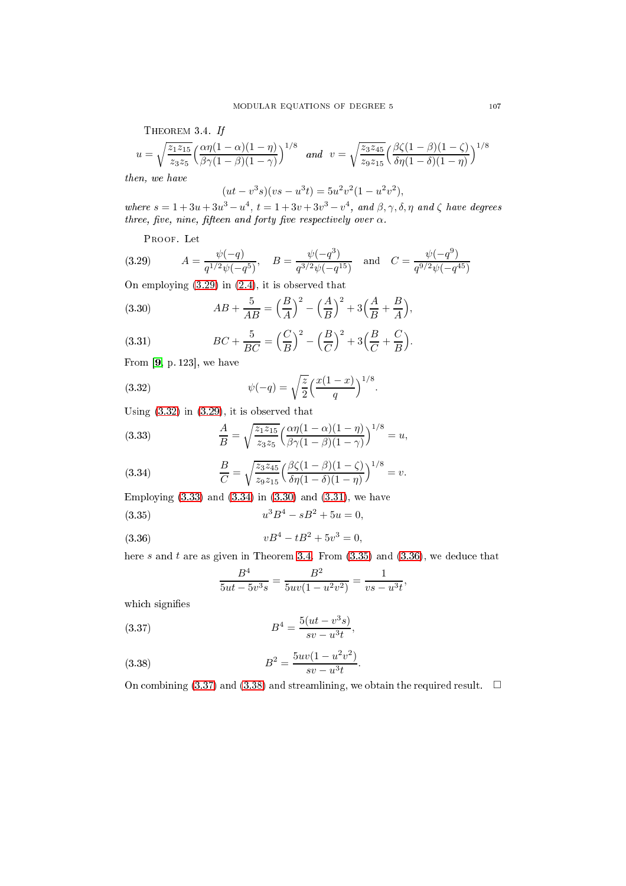**Theorem 3.4.** *If*

$$u=\sqrt{\frac{z_1z_{15}}{z_3z_5}}\Big(\frac{\alpha\eta(1-\alpha)(1-\eta)}{\beta\gamma(1-\beta)(1-\gamma)}\Big)^{1/8} \quad \textit{and} \quad v=\sqrt{\frac{z_3z_{45}}{z_9z_{15}}}\Big(\frac{\beta\zeta(1-\beta)(1-\zeta)}{\delta\eta(1-\delta)(1-\eta)}\Big)^{1/8}$$

*then, we have*

$$(ut-v^3s)(vs-u^3t)=5u^2v^2(1-u^2v^2),$$

*where* $s=1+3u+3u^3-u^4$, $t=1+3v+3v^3-v^4$, *and* $\beta,\gamma,\delta,\eta$ *and* $\zeta$ *have degrees three, five, nine, fifteen and forty five respectively over* $\alpha$.

Proof. Let

$$A=\frac{\psi(-q)}{q^{1/2}\psi(-q^5)},\quad B=\frac{\psi(-q^3)}{q^{3/2}\psi(-q^{15})}\quad\text{and}\quad C=\frac{\psi(-q^9)}{q^{9/2}\psi(-q^{45})} \tag{3.29}$$

On employing (3.29) in (2.4), it is observed that

$$AB+\frac{5}{AB}=\Big(\frac{B}{A}\Big)^2-\Big(\frac{A}{B}\Big)^2+3\Big(\frac{A}{B}+\frac{B}{A}\Big), \tag{3.30}$$

$$BC+\frac{5}{BC}=\Big(\frac{C}{B}\Big)^2-\Big(\frac{B}{C}\Big)^2+3\Big(\frac{B}{C}+\frac{C}{B}\Big). \tag{3.31}$$

From [9, p. 123], we have

$$\psi(-q)=\sqrt{\frac{z}{2}}\Big(\frac{x(1-x)}{q}\Big)^{1/8}. \tag{3.32}$$

Using (3.32) in (3.29), it is observed that

$$\frac{A}{B}=\sqrt{\frac{z_1z_{15}}{z_3z_5}}\Big(\frac{\alpha\eta(1-\alpha)(1-\eta)}{\beta\gamma(1-\beta)(1-\gamma)}\Big)^{1/8}=u, \tag{3.33}$$

$$\frac{B}{C}=\sqrt{\frac{z_3z_{45}}{z_9z_{15}}}\Big(\frac{\beta\zeta(1-\beta)(1-\zeta)}{\delta\eta(1-\delta)(1-\eta)}\Big)^{1/8}=v. \tag{3.34}$$

Employing (3.33) and (3.34) in (3.30) and (3.31), we have

$$u^3B^4-sB^2+5u=0, \tag{3.35}$$

$$vB^4-tB^2+5v^3=0, \tag{3.36}$$

here $s$ and $t$ are as given in Theorem 3.4. From (3.35) and (3.36), we deduce that

$$\frac{B^4}{5ut-5v^3s}=\frac{B^2}{5uv(1-u^2v^2)}=\frac{1}{vs-u^3t},$$

which signifies

$$B^4=\frac{5(ut-v^3s)}{sv-u^3t}, \tag{3.37}$$

$$B^2=\frac{5uv(1-u^2v^2)}{sv-u^3t}. \tag{3.38}$$

On combining (3.37) and (3.38) and streamlining, we obtain the required result. □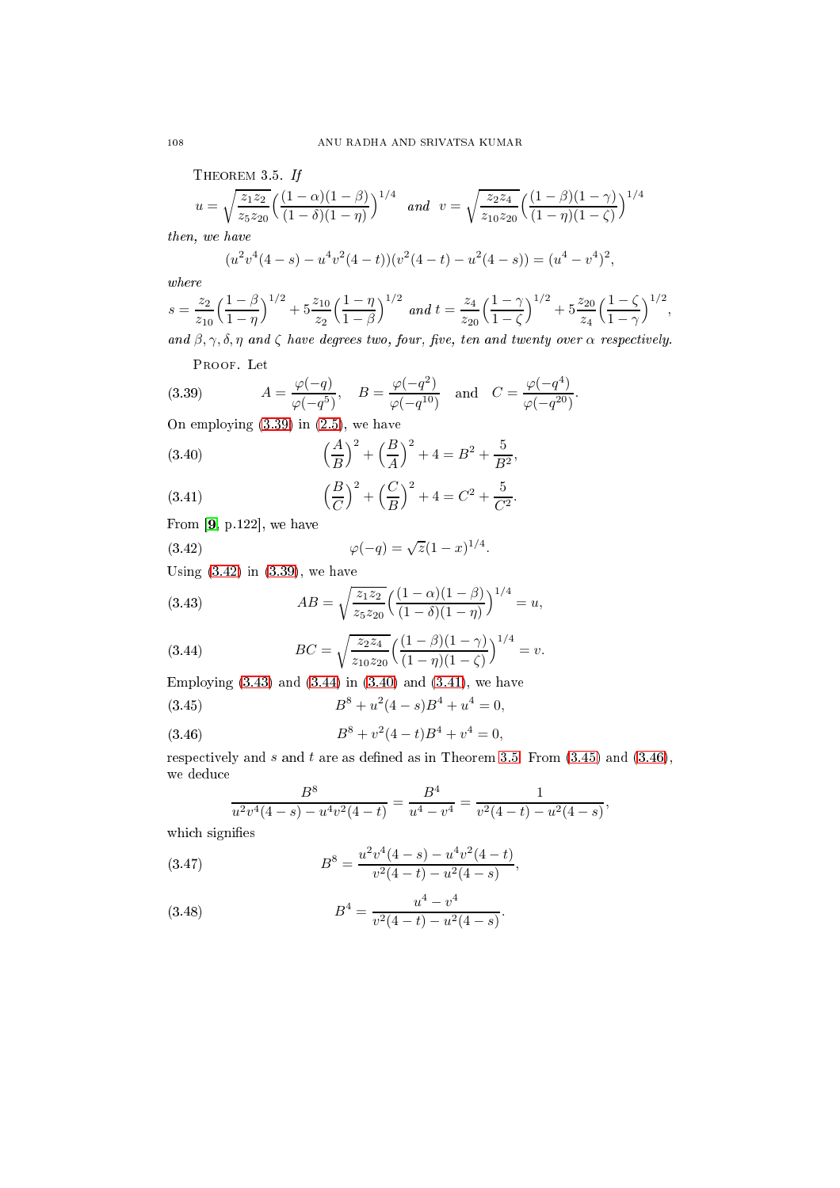**Theorem 3.5.** *If*

$$u = \sqrt{\frac{z_1 z_2}{z_5 z_{20}}}\Big(\frac{(1-\alpha)(1-\beta)}{(1-\delta)(1-\eta)}\Big)^{1/4} \quad \textit{and} \quad v = \sqrt{\frac{z_2 z_4}{z_{10} z_{20}}}\Big(\frac{(1-\beta)(1-\gamma)}{(1-\eta)(1-\zeta)}\Big)^{1/4}$$

*then, we have*

$$(u^2v^4(4-s) - u^4v^2(4-t))(v^2(4-t) - u^2(4-s)) = (u^4 - v^4)^2,$$

*where*

$$s = \frac{z_2}{z_{10}}\Big(\frac{1-\beta}{1-\eta}\Big)^{1/2} + 5\frac{z_{10}}{z_2}\Big(\frac{1-\eta}{1-\beta}\Big)^{1/2} \textit{ and } t = \frac{z_4}{z_{20}}\Big(\frac{1-\gamma}{1-\zeta}\Big)^{1/2} + 5\frac{z_{20}}{z_4}\Big(\frac{1-\zeta}{1-\gamma}\Big)^{1/2},$$

*and $\beta, \gamma, \delta, \eta$ and $\zeta$ have degrees two, four, five, ten and twenty over $\alpha$ respectively.*

Proof. Let

$$A = \frac{\varphi(-q)}{\varphi(-q^5)}, \quad B = \frac{\varphi(-q^2)}{\varphi(-q^{10})} \quad \text{and} \quad C = \frac{\varphi(-q^4)}{\varphi(-q^{20})}. \tag{3.39}$$

On employing (3.39) in (2.5), we have

$$\Big(\frac{A}{B}\Big)^2 + \Big(\frac{B}{A}\Big)^2 + 4 = B^2 + \frac{5}{B^2}, \tag{3.40}$$

$$\Big(\frac{B}{C}\Big)^2 + \Big(\frac{C}{B}\Big)^2 + 4 = C^2 + \frac{5}{C^2}. \tag{3.41}$$

From [9, p.122], we have

$$\varphi(-q) = \sqrt{z}(1-x)^{1/4}. \tag{3.42}$$

Using (3.42) in (3.39), we have

$$AB = \sqrt{\frac{z_1 z_2}{z_5 z_{20}}}\Big(\frac{(1-\alpha)(1-\beta)}{(1-\delta)(1-\eta)}\Big)^{1/4} = u, \tag{3.43}$$

$$BC = \sqrt{\frac{z_2 z_4}{z_{10} z_{20}}}\Big(\frac{(1-\beta)(1-\gamma)}{(1-\eta)(1-\zeta)}\Big)^{1/4} = v. \tag{3.44}$$

Employing (3.43) and (3.44) in (3.40) and (3.41), we have

$$B^8 + u^2(4-s)B^4 + u^4 = 0, \tag{3.45}$$

$$B^8 + v^2(4-t)B^4 + v^4 = 0, \tag{3.46}$$

respectively and $s$ and $t$ are as defined as in Theorem 3.5. From (3.45) and (3.46), we deduce

$$\frac{B^8}{u^2v^4(4-s) - u^4v^2(4-t)} = \frac{B^4}{u^4 - v^4} = \frac{1}{v^2(4-t) - u^2(4-s)},$$

which signifies

$$B^8 = \frac{u^2v^4(4-s) - u^4v^2(4-t)}{v^2(4-t) - u^2(4-s)}, \tag{3.47}$$

$$B^4 = \frac{u^4 - v^4}{v^2(4-t) - u^2(4-s)}. \tag{3.48}$$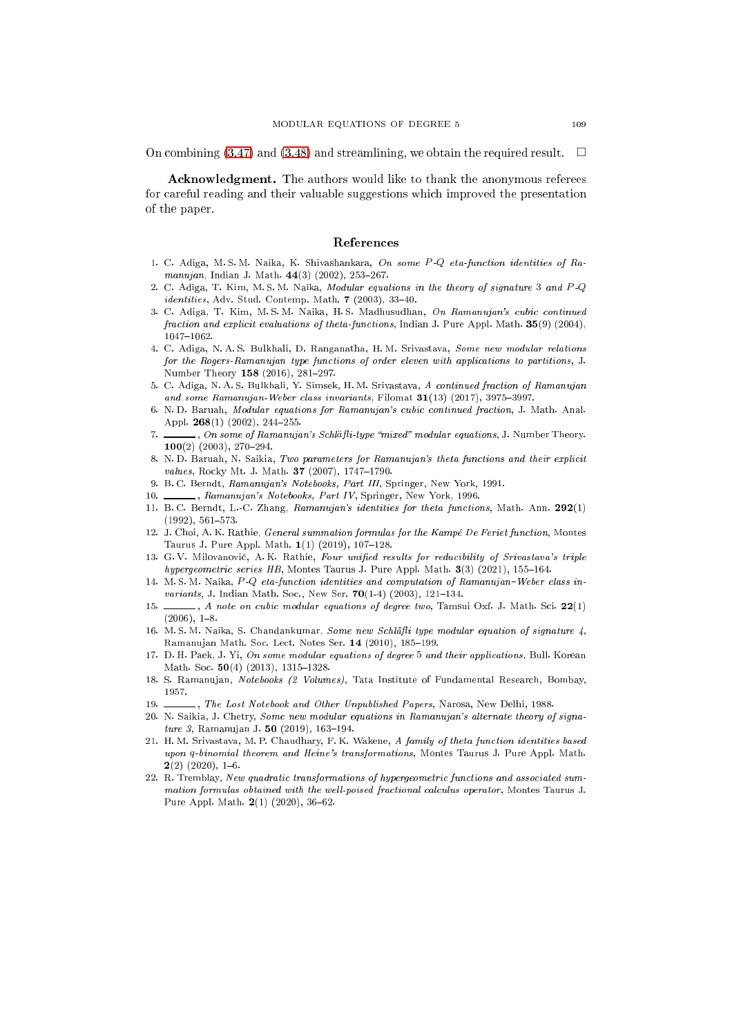On combining (3.47) and (3.48) and streamlining, we obtain the required result. □

**Acknowledgment.** The authors would like to thank the anonymous referees for careful reading and their valuable suggestions which improved the presentation of the paper.

## References

1. C. Adiga, M. S. M. Naika, K. Shivashankara, *On some $P$-$Q$ eta-function identities of Ramanujan*, Indian J. Math. **44**(3) (2002), 253–267.
2. C. Adiga, T. Kim, M. S. M. Naika, *Modular equations in the theory of signature 3 and $P$-$Q$ identities*, Adv. Stud. Contemp. Math. **7** (2003), 33–40.
3. C. Adiga, T. Kim, M. S. M. Naika, H. S. Madhusudhan, *On Ramanujan's cubic continued fraction and explicit evaluations of theta-functions*, Indian J. Pure Appl. Math. **35**(9) (2004), 1047–1062.
4. C. Adiga, N. A. S. Bulkhali, D. Ranganatha, H. M. Srivastava, *Some new modular relations for the Rogers-Ramanujan type functions of order eleven with applications to partitions*, J. Number Theory **158** (2016), 281–297.
5. C. Adiga, N. A. S. Bulkhali, Y. Simsek, H. M. Srivastava, *A continued fraction of Ramanujan and some Ramanujan-Weber class invariants*, Filomat **31**(13) (2017), 3975–3997.
6. N. D. Baruah, *Modular equations for Ramanujan's cubic continued fraction*, J. Math. Anal. Appl. **268**(1) (2002), 244–255.
7. ______, *On some of Ramanujan's Schläfli-type "mixed" modular equations*, J. Number Theory. **100**(2) (2003), 270–294.
8. N. D. Baruah, N. Saikia, *Two parameters for Ramanujan's theta functions and their explicit values*, Rocky Mt. J. Math. **37** (2007), 1747–1790.
9. B. C. Berndt, *Ramanujan's Notebooks, Part III*, Springer, New York, 1991.
10. ______, *Ramanujan's Notebooks, Part IV*, Springer, New York, 1996.
11. B. C. Berndt, L.-C. Zhang, *Ramanujan's identities for theta functions*, Math. Ann. **292**(1) (1992), 561–573.
12. J. Choi, A. K. Rathie, *General summation formulas for the Kampé De Feriet function*, Montes Taurus J. Pure Appl. Math. **1**(1) (2019), 107–128.
13. G. V. Milovanović, A. K. Rathie, *Four unified results for reducibility of Srivastava's triple hypergeometric series HB*, Montes Taurus J. Pure Appl. Math. **3**(3) (2021), 155–164.
14. M. S. M. Naika, *$P$-$Q$ eta-function identities and computation of Ramanujan–Weber class invariants*, J. Indian Math. Soc., New Ser. **70**(1-4) (2003), 121–134.
15. ______, *A note on cubic modular equations of degree two*, Tamsui Oxf. J. Math. Sci. **22**(1) (2006), 1–8.
16. M. S. M. Naika, S. Chandankumar, *Some new Schläfli type modular equation of signature 4*, Ramanujan Math. Soc. Lect. Notes Ser. **14** (2010), 185–199.
17. D. H. Paek, J. Yi, *On some modular equations of degree 5 and their applications*, Bull. Korean Math. Soc. **50**(4) (2013), 1315–1328.
18. S. Ramanujan, *Notebooks (2 Volumes)*, Tata Institute of Fundamental Research, Bombay, 1957.
19. ______, *The Lost Notebook and Other Unpublished Papers*, Narosa, New Delhi, 1988.
20. N. Saikia, J. Chetry, *Some new modular equations in Ramanujan's alternate theory of signature 3*, Ramanujan J. **50** (2019), 163–194.
21. H. M. Srivastava, M. P. Chaudhary, F. K. Wakene, *A family of theta function identities based upon q-binomial theorem and Heine's transformations*, Montes Taurus J. Pure Appl. Math. **2**(2) (2020), 1–6.
22. R. Tremblay, *New quadratic transformations of hypergeometric functions and associated summation formulas obtained with the well-poised fractional calculus operator*, Montes Taurus J. Pure Appl. Math. **2**(1) (2020), 36–62.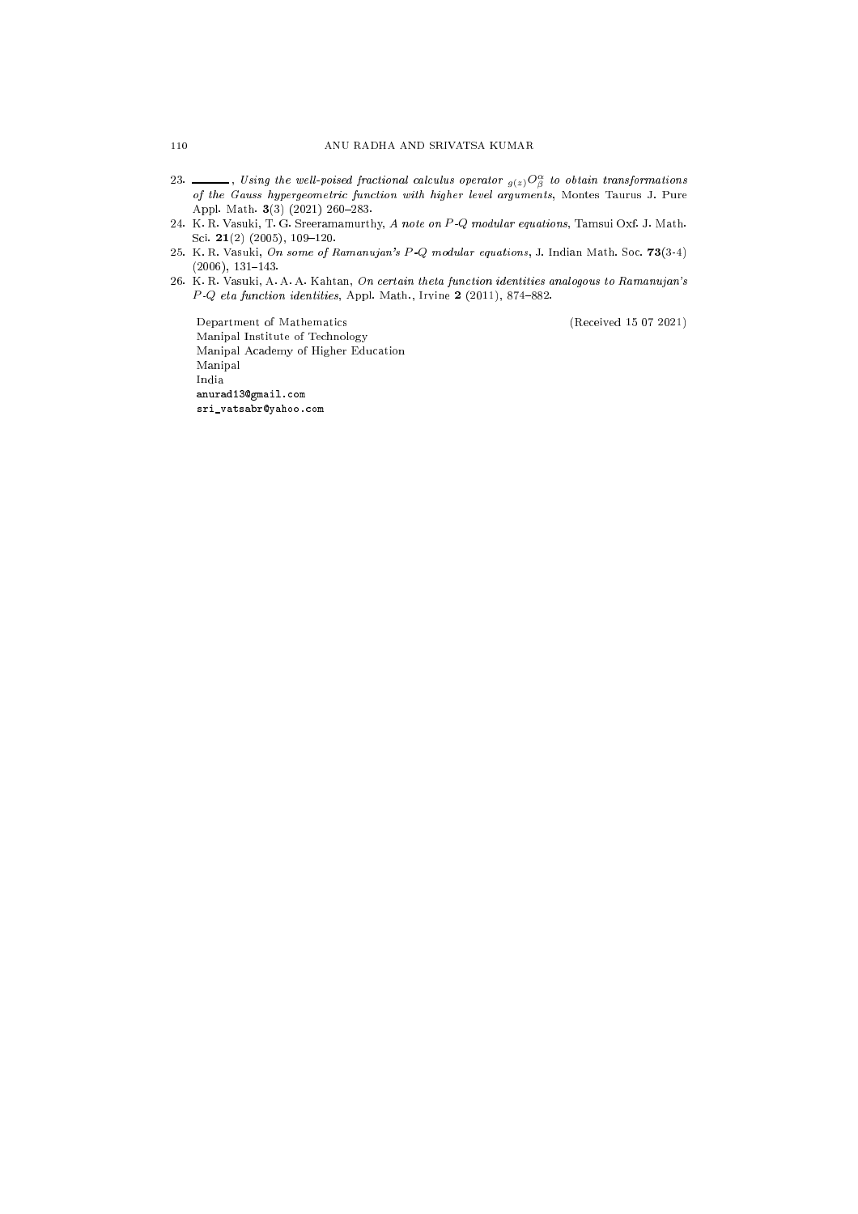23. ———, *Using the well-poised fractional calculus operator $_{g(z)}O_{\beta}^{\alpha}$ to obtain transformations of the Gauss hypergeometric function with higher level arguments*, Montes Taurus J. Pure Appl. Math. **3**(3) (2021) 260–283.
24. K. R. Vasuki, T. G. Sreeramamurthy, *A note on P-Q modular equations*, Tamsui Oxf. J. Math. Sci. **21**(2) (2005), 109–120.
25. K. R. Vasuki, *On some of Ramanujan's P-Q modular equations*, J. Indian Math. Soc. **73**(3-4) (2006), 131–143.
26. K. R. Vasuki, A. A. A. Kahtan, *On certain theta function identities analogous to Ramanujan's P-Q eta function identities*, Appl. Math., Irvine **2** (2011), 874–882.

Department of Mathematics
Manipal Institute of Technology
Manipal Academy of Higher Education
Manipal
India
anurad13@gmail.com
sri_vatsabr@yahoo.com

(Received 15 07 2021)